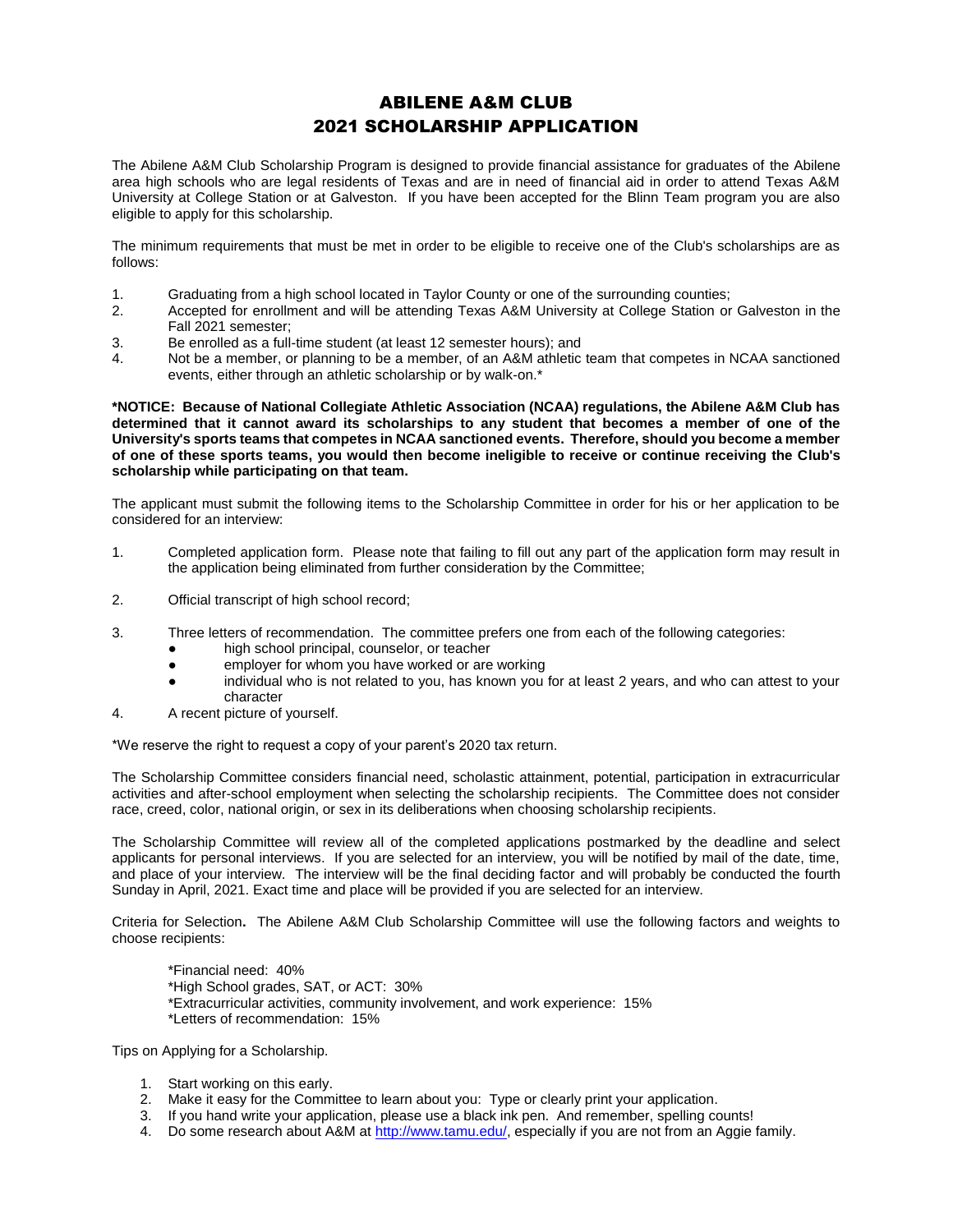# ABILENE A&M CLUB
# 2021 SCHOLARSHIP APPLICATION

The Abilene A&M Club Scholarship Program is designed to provide financial assistance for graduates of the Abilene area high schools who are legal residents of Texas and are in need of financial aid in order to attend Texas A&M University at College Station or at Galveston. If you have been accepted for the Blinn Team program you are also eligible to apply for this scholarship.

The minimum requirements that must be met in order to be eligible to receive one of the Club's scholarships are as follows:

1. Graduating from a high school located in Taylor County or one of the surrounding counties;
2. Accepted for enrollment and will be attending Texas A&M University at College Station or Galveston in the Fall 2021 semester;
3. Be enrolled as a full-time student (at least 12 semester hours); and
4. Not be a member, or planning to be a member, of an A&M athletic team that competes in NCAA sanctioned events, either through an athletic scholarship or by walk-on.*

**\*NOTICE: Because of National Collegiate Athletic Association (NCAA) regulations, the Abilene A&M Club has determined that it cannot award its scholarships to any student that becomes a member of one of the University's sports teams that competes in NCAA sanctioned events. Therefore, should you become a member of one of these sports teams, you would then become ineligible to receive or continue receiving the Club's scholarship while participating on that team.**

The applicant must submit the following items to the Scholarship Committee in order for his or her application to be considered for an interview:

1. Completed application form. Please note that failing to fill out any part of the application form may result in the application being eliminated from further consideration by the Committee;
2. Official transcript of high school record;
3. Three letters of recommendation. The committee prefers one from each of the following categories:
   - high school principal, counselor, or teacher
   - employer for whom you have worked or are working
   - individual who is not related to you, has known you for at least 2 years, and who can attest to your character
4. A recent picture of yourself.

*We reserve the right to request a copy of your parent's 2020 tax return.

The Scholarship Committee considers financial need, scholastic attainment, potential, participation in extracurricular activities and after-school employment when selecting the scholarship recipients. The Committee does not consider race, creed, color, national origin, or sex in its deliberations when choosing scholarship recipients.

The Scholarship Committee will review all of the completed applications postmarked by the deadline and select applicants for personal interviews. If you are selected for an interview, you will be notified by mail of the date, time, and place of your interview. The interview will be the final deciding factor and will probably be conducted the fourth Sunday in April, 2021. Exact time and place will be provided if you are selected for an interview.

Criteria for Selection**.** The Abilene A&M Club Scholarship Committee will use the following factors and weights to choose recipients:

*Financial need: 40%
*High School grades, SAT, or ACT: 30%
*Extracurricular activities, community involvement, and work experience: 15%
*Letters of recommendation: 15%

Tips on Applying for a Scholarship.

1. Start working on this early.
2. Make it easy for the Committee to learn about you: Type or clearly print your application.
3. If you hand write your application, please use a black ink pen. And remember, spelling counts!
4. Do some research about A&M at http://www.tamu.edu/, especially if you are not from an Aggie family.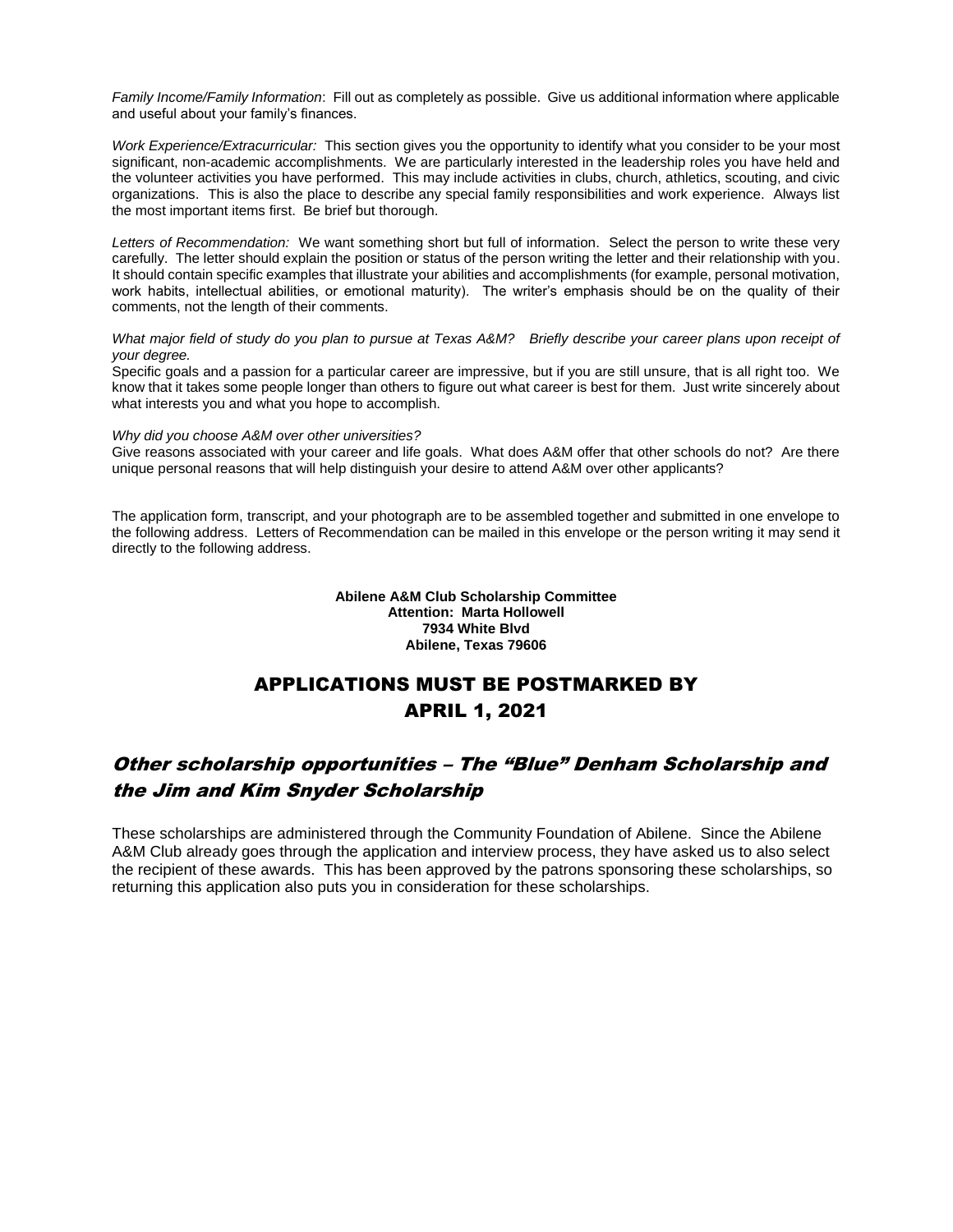*Family Income/Family Information*: Fill out as completely as possible. Give us additional information where applicable and useful about your family's finances.

*Work Experience/Extracurricular:* This section gives you the opportunity to identify what you consider to be your most significant, non-academic accomplishments. We are particularly interested in the leadership roles you have held and the volunteer activities you have performed. This may include activities in clubs, church, athletics, scouting, and civic organizations. This is also the place to describe any special family responsibilities and work experience. Always list the most important items first. Be brief but thorough.

*Letters of Recommendation:* We want something short but full of information. Select the person to write these very carefully. The letter should explain the position or status of the person writing the letter and their relationship with you. It should contain specific examples that illustrate your abilities and accomplishments (for example, personal motivation, work habits, intellectual abilities, or emotional maturity). The writer's emphasis should be on the quality of their comments, not the length of their comments.

*What major field of study do you plan to pursue at Texas A&M? Briefly describe your career plans upon receipt of your degree.*

Specific goals and a passion for a particular career are impressive, but if you are still unsure, that is all right too. We know that it takes some people longer than others to figure out what career is best for them. Just write sincerely about what interests you and what you hope to accomplish.

*Why did you choose A&M over other universities?*

Give reasons associated with your career and life goals. What does A&M offer that other schools do not? Are there unique personal reasons that will help distinguish your desire to attend A&M over other applicants?

The application form, transcript, and your photograph are to be assembled together and submitted in one envelope to the following address. Letters of Recommendation can be mailed in this envelope or the person writing it may send it directly to the following address.

**Abilene A&M Club Scholarship Committee**
**Attention: Marta Hollowell**
**7934 White Blvd**
**Abilene, Texas 79606**

## APPLICATIONS MUST BE POSTMARKED BY APRIL 1, 2021

## *Other scholarship opportunities – The "Blue" Denham Scholarship and the Jim and Kim Snyder Scholarship*

These scholarships are administered through the Community Foundation of Abilene. Since the Abilene A&M Club already goes through the application and interview process, they have asked us to also select the recipient of these awards. This has been approved by the patrons sponsoring these scholarships, so returning this application also puts you in consideration for these scholarships.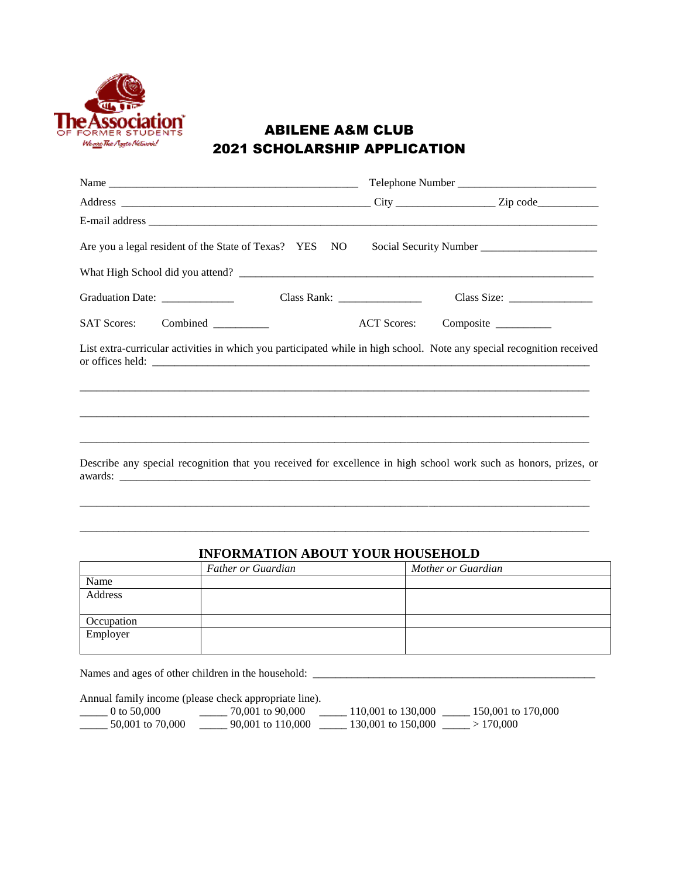The Association OF FORMER STUDENTS Where The Aggie Network!

# ABILENE A&M CLUB
# 2021 SCHOLARSHIP APPLICATION

Name ______________________________________________ Telephone Number _________________________

Address ______________________________________________ City _________________ Zip code___________

E-mail address ________________________________________________________________________________

Are you a legal resident of the State of Texas? YES NO Social Security Number _____________________

What High School did you attend? ____________________________________________________________

Graduation Date: _____________ Class Rank: _______________ Class Size: _______________

SAT Scores: Combined __________ ACT Scores: Composite __________

List extra-curricular activities in which you participated while in high school. Note any special recognition received or offices held: ________________________________________________________________________________

________________________________________________________________________________

________________________________________________________________________________

________________________________________________________________________________

Describe any special recognition that you received for excellence in high school work such as honors, prizes, or awards: ________________________________________________________________________________

________________________________________________________________________________

________________________________________________________________________________

## INFORMATION ABOUT YOUR HOUSEHOLD

| | *Father or Guardian* | *Mother or Guardian* |
|---|---|---|
| Name | | |
| Address | | |
| Occupation | | |
| Employer | | |

Names and ages of other children in the household: ____________________________________________________

Annual family income (please check appropriate line).

_____ 0 to 50,000 _____ 70,001 to 90,000 _____ 110,001 to 130,000 _____ 150,001 to 170,000

_____ 50,001 to 70,000 _____ 90,001 to 110,000 _____ 130,001 to 150,000 _____ > 170,000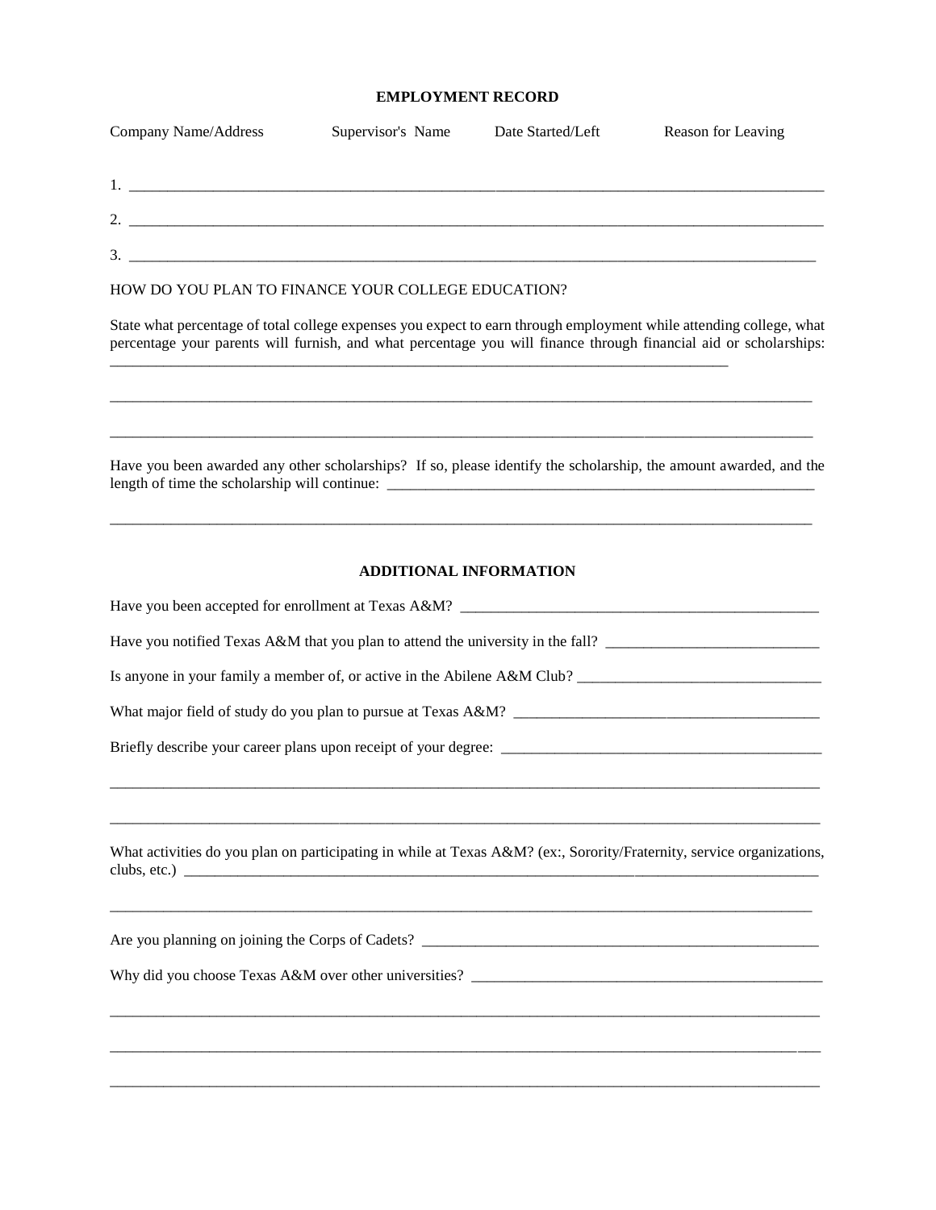**EMPLOYMENT RECORD**

| Company Name/Address | Supervisor's Name | Date Started/Left | Reason for Leaving |
|---|---|---|---|
| 1. | | | |
| 2. | | | |
| 3. | | | |

HOW DO YOU PLAN TO FINANCE YOUR COLLEGE EDUCATION?

State what percentage of total college expenses you expect to earn through employment while attending college, what percentage your parents will furnish, and what percentage you will finance through financial aid or scholarships: ______________________________________________________________________________

______________________________________________________________________________

______________________________________________________________________________

Have you been awarded any other scholarships? If so, please identify the scholarship, the amount awarded, and the length of time the scholarship will continue: ______________________________________________

______________________________________________________________________________

**ADDITIONAL INFORMATION**

Have you been accepted for enrollment at Texas A&M? ______________________________________

Have you notified Texas A&M that you plan to attend the university in the fall? ______________________

Is anyone in your family a member of, or active in the Abilene A&M Club? __________________________

What major field of study do you plan to pursue at Texas A&M? _________________________________

Briefly describe your career plans upon receipt of your degree: __________________________________

______________________________________________________________________________

______________________________________________________________________________

What activities do you plan on participating in while at Texas A&M? (ex:, Sorority/Fraternity, service organizations, clubs, etc.) ___________________________________________________________________________

______________________________________________________________________________

Are you planning on joining the Corps of Cadets? ____________________________________________

Why did you choose Texas A&M over other universities? ______________________________________

______________________________________________________________________________

______________________________________________________________________________

______________________________________________________________________________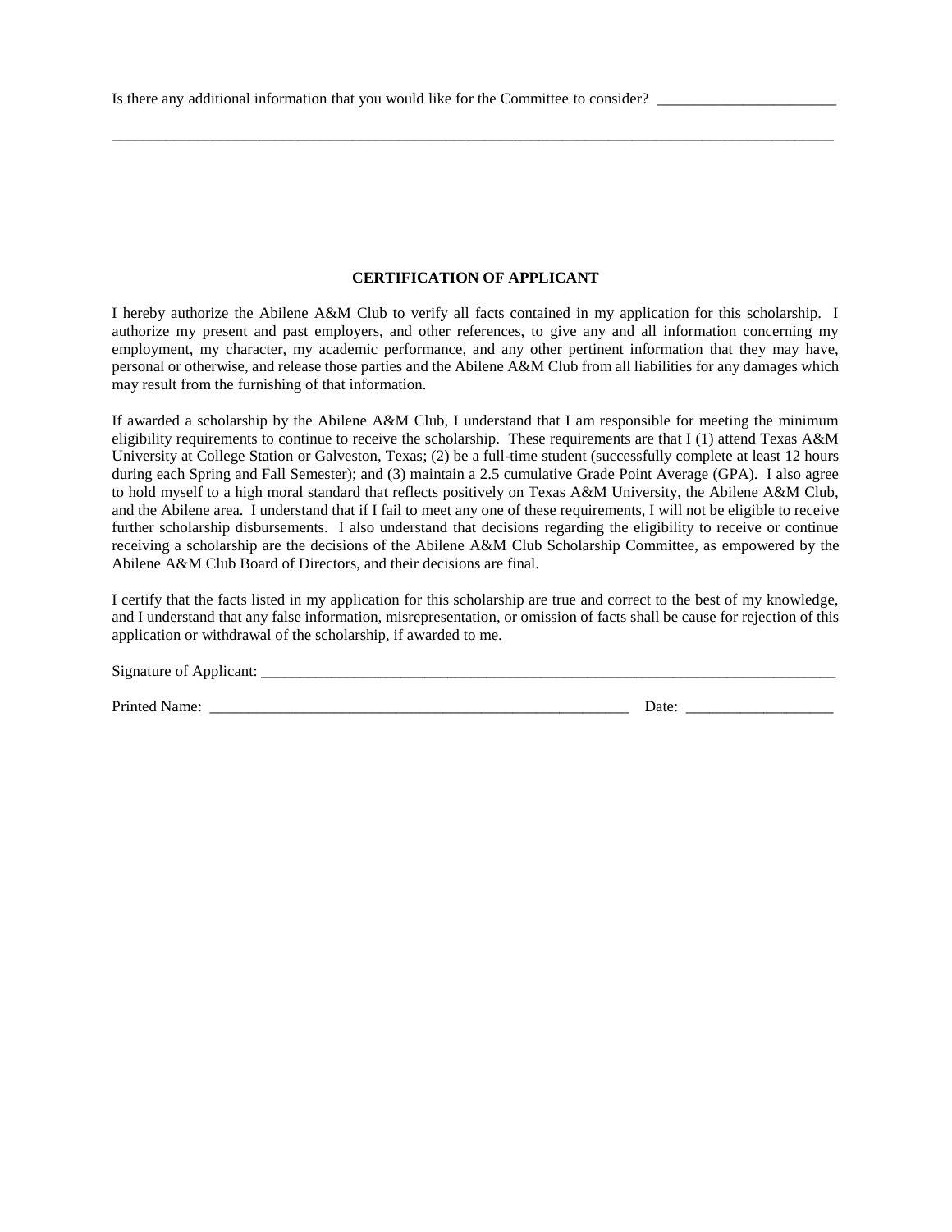Is there any additional information that you would like for the Committee to consider? ________________________

____________________________________________________________________________________________

## CERTIFICATION OF APPLICANT

I hereby authorize the Abilene A&M Club to verify all facts contained in my application for this scholarship. I authorize my present and past employers, and other references, to give any and all information concerning my employment, my character, my academic performance, and any other pertinent information that they may have, personal or otherwise, and release those parties and the Abilene A&M Club from all liabilities for any damages which may result from the furnishing of that information.

If awarded a scholarship by the Abilene A&M Club, I understand that I am responsible for meeting the minimum eligibility requirements to continue to receive the scholarship. These requirements are that I (1) attend Texas A&M University at College Station or Galveston, Texas; (2) be a full-time student (successfully complete at least 12 hours during each Spring and Fall Semester); and (3) maintain a 2.5 cumulative Grade Point Average (GPA). I also agree to hold myself to a high moral standard that reflects positively on Texas A&M University, the Abilene A&M Club, and the Abilene area. I understand that if I fail to meet any one of these requirements, I will not be eligible to receive further scholarship disbursements. I also understand that decisions regarding the eligibility to receive or continue receiving a scholarship are the decisions of the Abilene A&M Club Scholarship Committee, as empowered by the Abilene A&M Club Board of Directors, and their decisions are final.

I certify that the facts listed in my application for this scholarship are true and correct to the best of my knowledge, and I understand that any false information, misrepresentation, or omission of facts shall be cause for rejection of this application or withdrawal of the scholarship, if awarded to me.

Signature of Applicant: ________________________________________________________________________________

Printed Name: __________________________________________________________ Date: ____________________